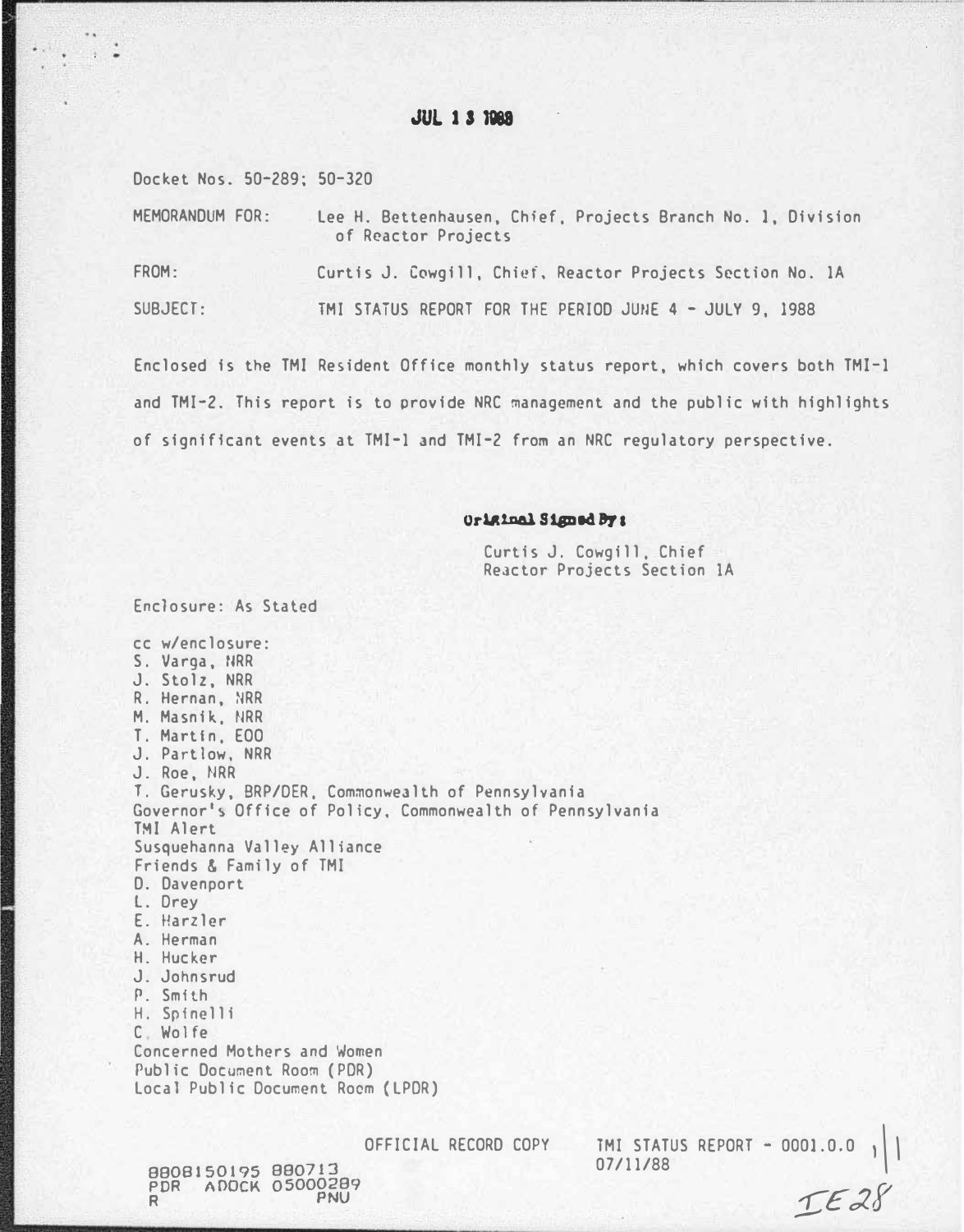JUL 13 1988

Docket Nos. 50-289; 50-320

MEMORANDUM FOR: Lee H. Bettenhausen, Chief, Projects Branch No. 1, Division of Reactor Projects

FROM: Curtis J. Cowgill, Chief, Reactor Projects Section No. 1A

SUBJECT: TMI STATUS REPORT FOR THE PERIOD JUNE 4 - JULY 9, 1988

Enclosed is the TMI Resident Office monthly status report, which covers both TMI-1 and TMI-2. This report is to provide NRC management and the public with highlights of significant events at TMI-1 and TMI-2 from an NRC regulatory perspective.

Original Signed By:

Curtis J. Cowgill, Chief
Reactor Projects Section 1A

Enclosure: As Stated

cc w/enclosure:
S. Varga, NRR
J. Stolz, NRR
R. Hernan, NRR
M. Masnik, NRR
T. Martin, EDO
J. Partlow, NRR
J. Roe, NRR
T. Gerusky, BRP/DER, Commonwealth of Pennsylvania
Governor's Office of Policy, Commonwealth of Pennsylvania
TMI Alert
Susquehanna Valley Alliance
Friends & Family of TMI
D. Davenport
L. Drey
E. Harzler
A. Herman
H. Hucker
J. Johnsrud
P. Smith
H. Spinelli
C. Wolfe
Concerned Mothers and Women
Public Document Room (PDR)
Local Public Document Room (LPDR)

OFFICIAL RECORD COPY

TMI STATUS REPORT - 0001.0.0
07/11/88

8808150195 880713
PDR ADOCK 05000289
R PNU

IE28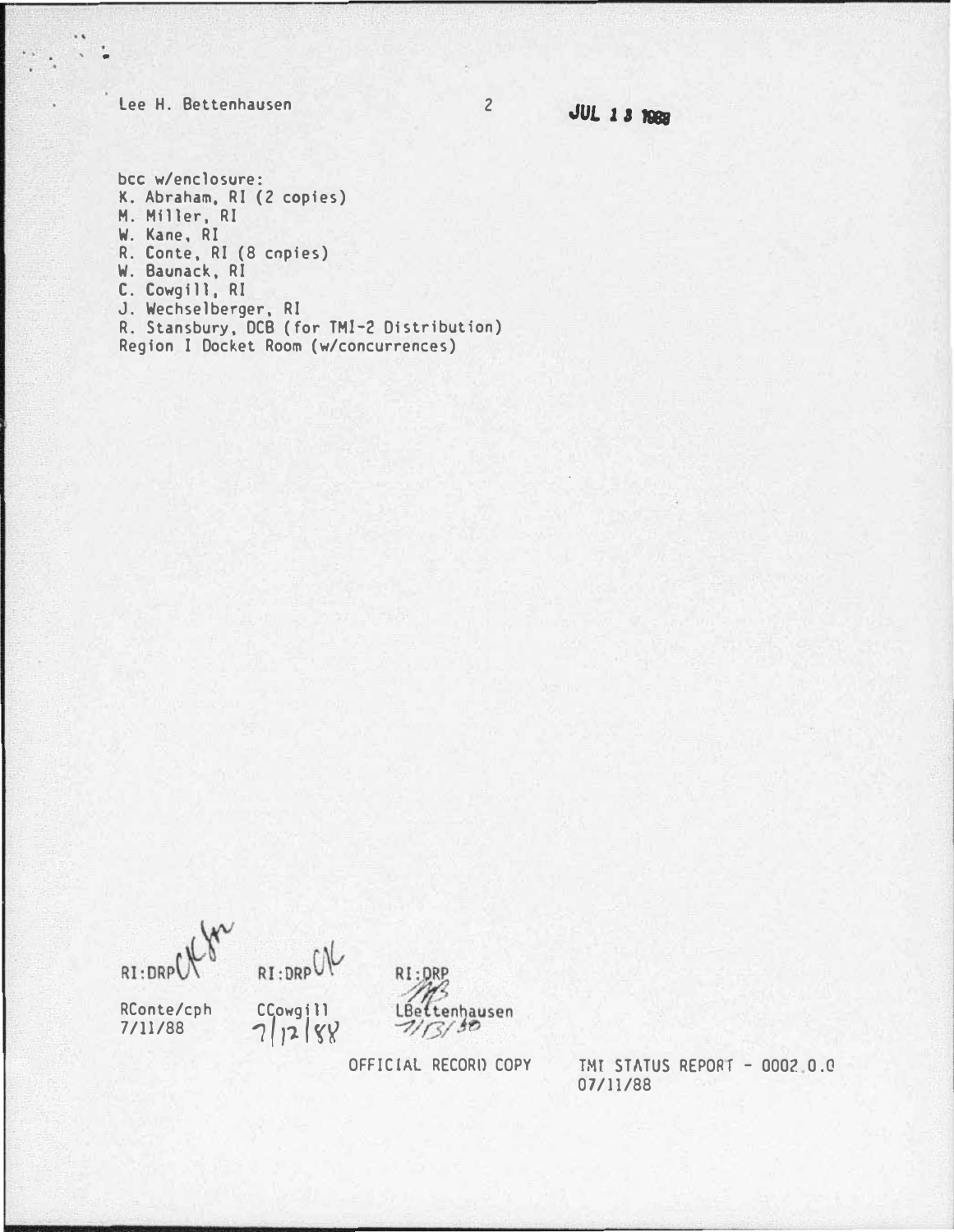Lee H. Bettenhausen

JUL 13 1988

bcc w/enclosure:
K. Abraham, RI (2 copies)
M. Miller, RI
W. Kane, RI
R. Conte, RI (8 copies)
W. Baunack, RI
C. Cowgill, RI
J. Wechselberger, RI
R. Stansbury, DCB (for TMI-2 Distribution)
Region I Docket Room (w/concurrences)

| RI:DRP | RI:DRP | RI:DRP |
| --- | --- | --- |
| RConte/cph | CCowgill | LBettenhausen |
| 7/11/88 | 7/12/88 | 7/13/88 |

OFFICIAL RECORD COPY

TMI STATUS REPORT - 0002.0.0
07/11/88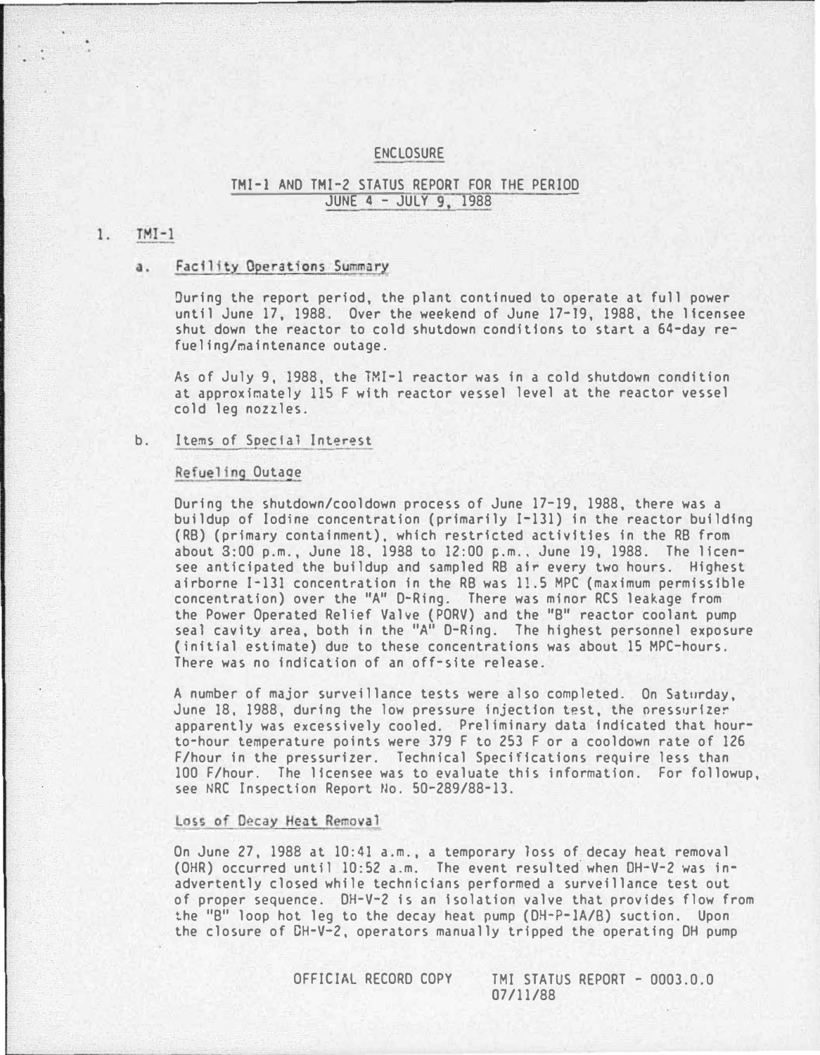ENCLOSURE

TMI-1 AND TMI-2 STATUS REPORT FOR THE PERIOD
JUNE 4 - JULY 9, 1988

1. TMI-1

a. Facility Operations Summary

During the report period, the plant continued to operate at full power until June 17, 1988. Over the weekend of June 17-19, 1988, the licensee shut down the reactor to cold shutdown conditions to start a 64-day refueling/maintenance outage.

As of July 9, 1988, the TMI-1 reactor was in a cold shutdown condition at approximately 115 F with reactor vessel level at the reactor vessel cold leg nozzles.

b. Items of Special Interest

Refueling Outage

During the shutdown/cooldown process of June 17-19, 1988, there was a buildup of Iodine concentration (primarily I-131) in the reactor building (RB) (primary containment), which restricted activities in the RB from about 3:00 p.m., June 18, 1988 to 12:00 p.m., June 19, 1988. The licensee anticipated the buildup and sampled RB air every two hours. Highest airborne I-131 concentration in the RB was 11.5 MPC (maximum permissible concentration) over the "A" D-Ring. There was minor RCS leakage from the Power Operated Relief Valve (PORV) and the "B" reactor coolant pump seal cavity area, both in the "A" D-Ring. The highest personnel exposure (initial estimate) due to these concentrations was about 15 MPC-hours. There was no indication of an off-site release.

A number of major surveillance tests were also completed. On Saturday, June 18, 1988, during the low pressure injection test, the pressurizer apparently was excessively cooled. Preliminary data indicated that hour-to-hour temperature points were 379 F to 253 F or a cooldown rate of 126 F/hour in the pressurizer. Technical Specifications require less than 100 F/hour. The licensee was to evaluate this information. For followup, see NRC Inspection Report No. 50-289/88-13.

Loss of Decay Heat Removal

On June 27, 1988 at 10:41 a.m., a temporary loss of decay heat removal (DHR) occurred until 10:52 a.m. The event resulted when DH-V-2 was inadvertently closed while technicians performed a surveillance test out of proper sequence. DH-V-2 is an isolation valve that provides flow from the "B" loop hot leg to the decay heat pump (DH-P-1A/B) suction. Upon the closure of DH-V-2, operators manually tripped the operating DH pump

OFFICIAL RECORD COPY TMI STATUS REPORT - 0003.0.0
07/11/88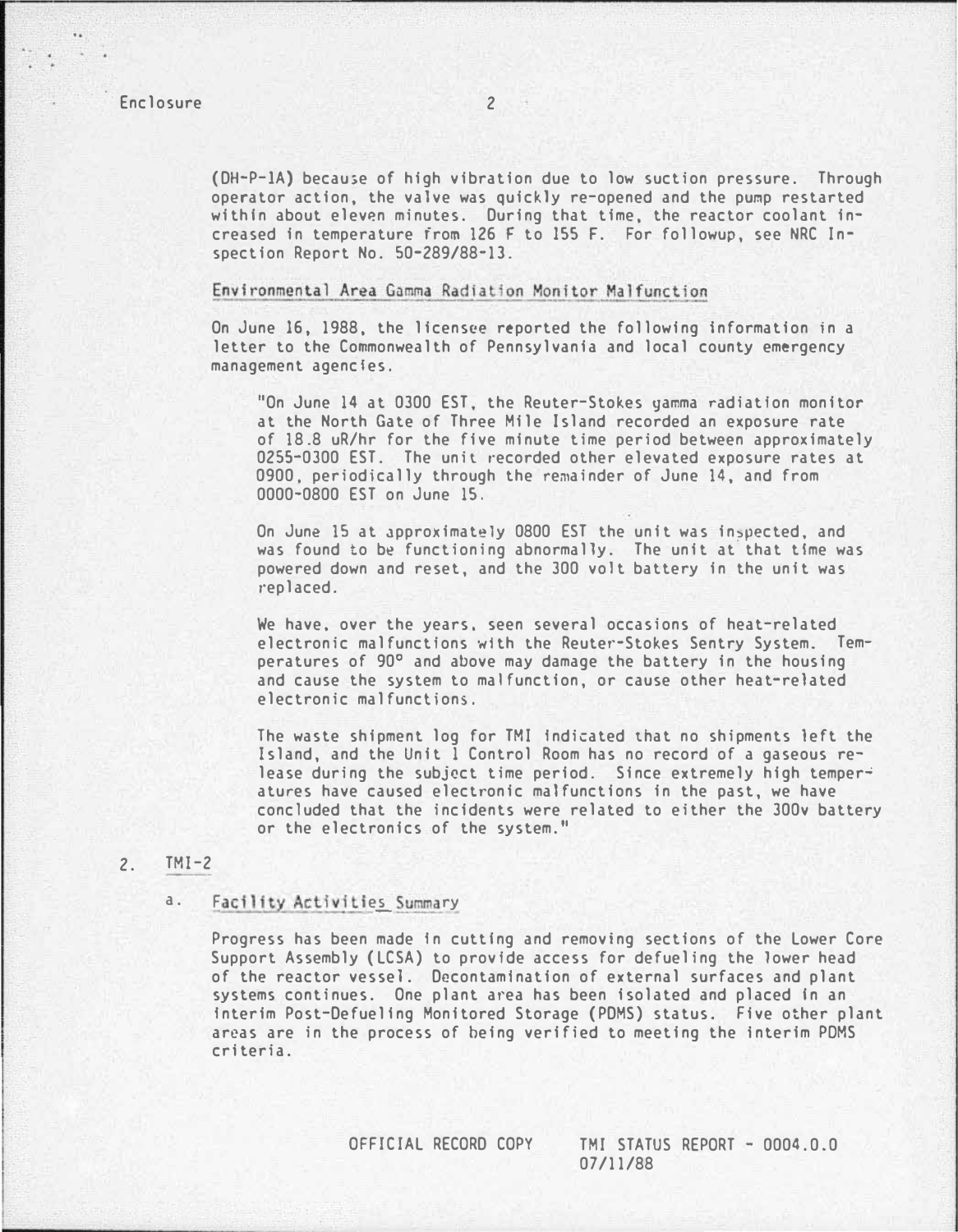(DH-P-1A) because of high vibration due to low suction pressure. Through operator action, the valve was quickly re-opened and the pump restarted within about eleven minutes. During that time, the reactor coolant increased in temperature from 126 F to 155 F. For followup, see NRC Inspection Report No. 50-289/88-13.

Environmental Area Gamma Radiation Monitor Malfunction

On June 16, 1988, the licensee reported the following information in a letter to the Commonwealth of Pennsylvania and local county emergency management agencies.

> "On June 14 at 0300 EST, the Reuter-Stokes gamma radiation monitor at the North Gate of Three Mile Island recorded an exposure rate of 18.8 uR/hr for the five minute time period between approximately 0255-0300 EST. The unit recorded other elevated exposure rates at 0900, periodically through the remainder of June 14, and from 0000-0800 EST on June 15.
>
> On June 15 at approximately 0800 EST the unit was inspected, and was found to be functioning abnormally. The unit at that time was powered down and reset, and the 300 volt battery in the unit was replaced.
>
> We have, over the years, seen several occasions of heat-related electronic malfunctions with the Reuter-Stokes Sentry System. Temperatures of 90° and above may damage the battery in the housing and cause the system to malfunction, or cause other heat-related electronic malfunctions.
>
> The waste shipment log for TMI indicated that no shipments left the Island, and the Unit 1 Control Room has no record of a gaseous release during the subject time period. Since extremely high temperatures have caused electronic malfunctions in the past, we have concluded that the incidents were related to either the 300v battery or the electronics of the system."

2. TMI-2

a. Facility Activities Summary

Progress has been made in cutting and removing sections of the Lower Core Support Assembly (LCSA) to provide access for defueling the lower head of the reactor vessel. Decontamination of external surfaces and plant systems continues. One plant area has been isolated and placed in an interim Post-Defueling Monitored Storage (PDMS) status. Five other plant areas are in the process of being verified to meeting the interim PDMS criteria.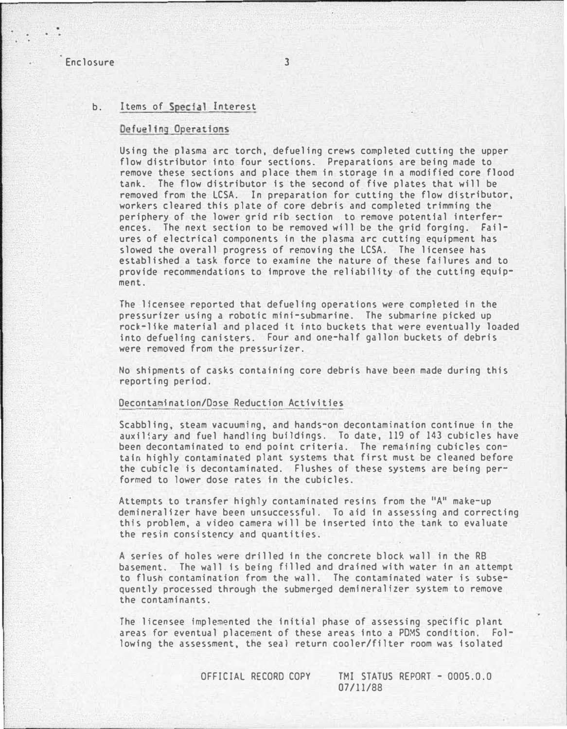Enclosure

### b. Items of Special Interest

#### Defueling Operations

Using the plasma arc torch, defueling crews completed cutting the upper flow distributor into four sections. Preparations are being made to remove these sections and place them in storage in a modified core flood tank. The flow distributor is the second of five plates that will be removed from the LCSA. In preparation for cutting the flow distributor, workers cleared this plate of core debris and completed trimming the periphery of the lower grid rib section to remove potential interferences. The next section to be removed will be the grid forging. Failures of electrical components in the plasma arc cutting equipment has slowed the overall progress of removing the LCSA. The licensee has established a task force to examine the nature of these failures and to provide recommendations to improve the reliability of the cutting equipment.

The licensee reported that defueling operations were completed in the pressurizer using a robotic mini-submarine. The submarine picked up rock-like material and placed it into buckets that were eventually loaded into defueling canisters. Four and one-half gallon buckets of debris were removed from the pressurizer.

No shipments of casks containing core debris have been made during this reporting period.

#### Decontamination/Dose Reduction Activities

Scabbling, steam vacuuming, and hands-on decontamination continue in the auxiliary and fuel handling buildings. To date, 119 of 143 cubicles have been decontaminated to end point criteria. The remaining cubicles contain highly contaminated plant systems that first must be cleaned before the cubicle is decontaminated. Flushes of these systems are being performed to lower dose rates in the cubicles.

Attempts to transfer highly contaminated resins from the "A" make-up demineralizer have been unsuccessful. To aid in assessing and correcting this problem, a video camera will be inserted into the tank to evaluate the resin consistency and quantities.

A series of holes were drilled in the concrete block wall in the RB basement. The wall is being filled and drained with water in an attempt to flush contamination from the wall. The contaminated water is subsequently processed through the submerged demineralizer system to remove the contaminants.

The licensee implemented the initial phase of assessing specific plant areas for eventual placement of these areas into a PDMS condition. Following the assessment, the seal return cooler/filter room was isolated

OFFICIAL RECORD COPY TMI STATUS REPORT - 0005.0.0 07/11/88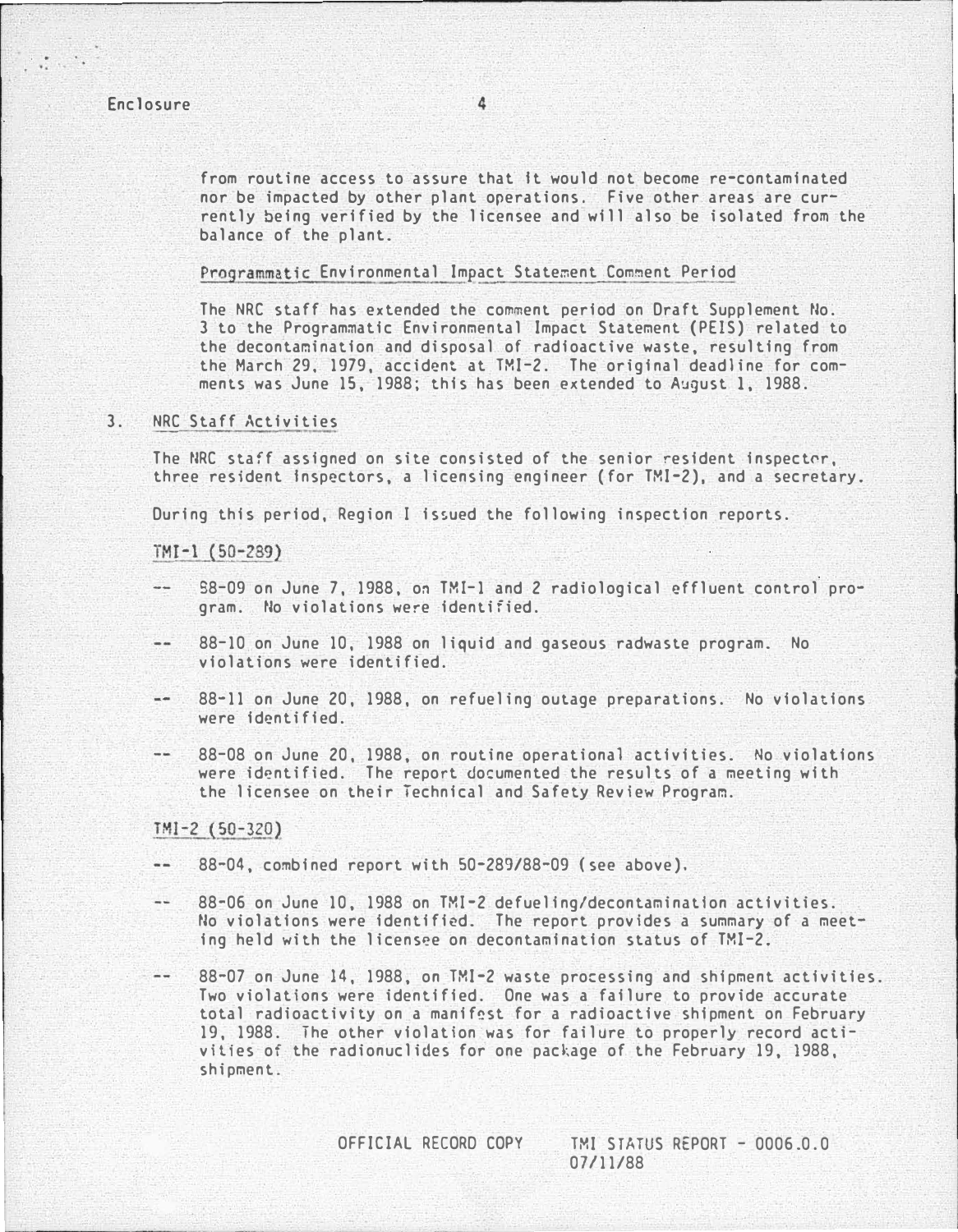from routine access to assure that it would not become re-contaminated nor be impacted by other plant operations. Five other areas are currently being verified by the licensee and will also be isolated from the balance of the plant.

Programmatic Environmental Impact Statement Comment Period

The NRC staff has extended the comment period on Draft Supplement No. 3 to the Programmatic Environmental Impact Statement (PEIS) related to the decontamination and disposal of radioactive waste, resulting from the March 29, 1979, accident at TMI-2. The original deadline for comments was June 15, 1988; this has been extended to August 1, 1988.

3. NRC Staff Activities

The NRC staff assigned on site consisted of the senior resident inspector, three resident inspectors, a licensing engineer (for TMI-2), and a secretary.

During this period, Region I issued the following inspection reports.

TMI-1 (50-289)

- 88-09 on June 7, 1988, on TMI-1 and 2 radiological effluent control program. No violations were identified.
- 88-10 on June 10, 1988 on liquid and gaseous radwaste program. No violations were identified.
- 88-11 on June 20, 1988, on refueling outage preparations. No violations were identified.
- 88-08 on June 20, 1988, on routine operational activities. No violations were identified. The report documented the results of a meeting with the licensee on their Technical and Safety Review Program.

TMI-2 (50-320)

- 88-04, combined report with 50-289/88-09 (see above).
- 88-06 on June 10, 1988 on TMI-2 defueling/decontamination activities. No violations were identified. The report provides a summary of a meeting held with the licensee on decontamination status of TMI-2.
- 88-07 on June 14, 1988, on TMI-2 waste processing and shipment activities. Two violations were identified. One was a failure to provide accurate total radioactivity on a manifest for a radioactive shipment on February 19, 1988. The other violation was for failure to properly record activities of the radionuclides for one package of the February 19, 1988, shipment.

OFFICIAL RECORD COPY TMI STATUS REPORT - 0006.0.0 07/11/88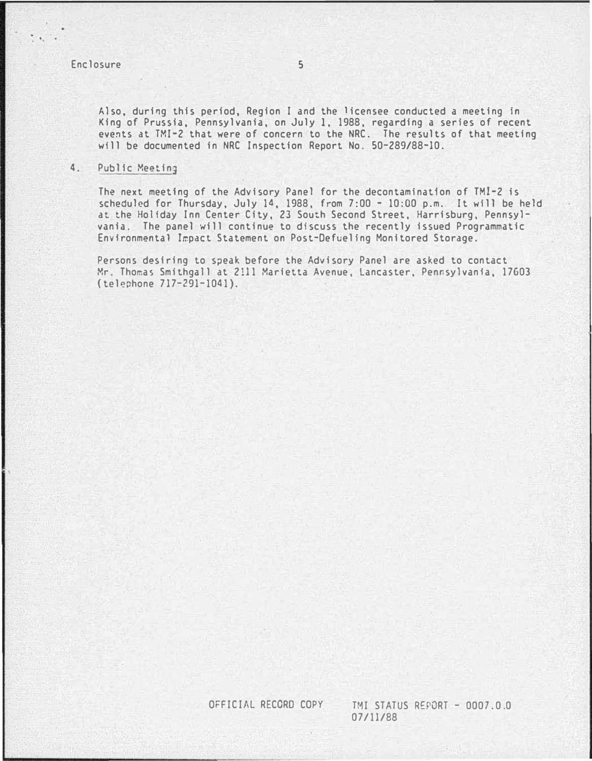Enclosure

Also, during this period, Region I and the licensee conducted a meeting in King of Prussia, Pennsylvania, on July 1, 1988, regarding a series of recent events at TMI-2 that were of concern to the NRC. The results of that meeting will be documented in NRC Inspection Report No. 50-289/88-10.

4. Public Meeting

The next meeting of the Advisory Panel for the decontamination of TMI-2 is scheduled for Thursday, July 14, 1988, from 7:00 - 10:00 p.m. It will be held at the Holiday Inn Center City, 23 South Second Street, Harrisburg, Pennsylvania. The panel will continue to discuss the recently issued Programmatic Environmental Impact Statement on Post-Defueling Monitored Storage.

Persons desiring to speak before the Advisory Panel are asked to contact Mr. Thomas Smithgall at 2111 Marietta Avenue, Lancaster, Pennsylvania, 17603 (telephone 717-291-1041).

OFFICIAL RECORD COPY TMI STATUS REPORT - 0007.0.0
07/11/88